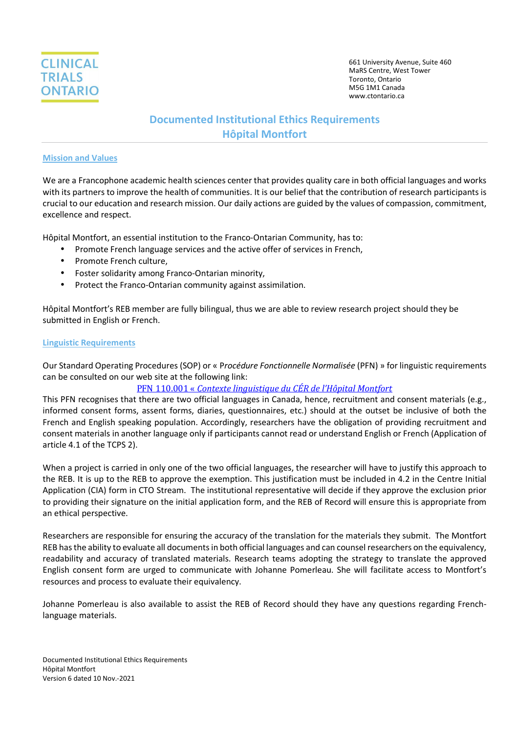CLINICAL TRIALS ONTARIO

661 University Avenue, Suite 460
MaRS Centre, West Tower
Toronto, Ontario
M5G 1M1 Canada
www.ctontario.ca

# Documented Institutional Ethics Requirements
# Hôpital Montfort

## Mission and Values

We are a Francophone academic health sciences center that provides quality care in both official languages and works with its partners to improve the health of communities. It is our belief that the contribution of research participants is crucial to our education and research mission. Our daily actions are guided by the values of compassion, commitment, excellence and respect.

Hôpital Montfort, an essential institution to the Franco-Ontarian Community, has to:

- Promote French language services and the active offer of services in French,
- Promote French culture,
- Foster solidarity among Franco-Ontarian minority,
- Protect the Franco-Ontarian community against assimilation.

Hôpital Montfort's REB member are fully bilingual, thus we are able to review research project should they be submitted in English or French.

## Linguistic Requirements

Our Standard Operating Procedures (SOP) or « *Procédure Fonctionnelle Normalisée* (PFN) » for linguistic requirements can be consulted on our web site at the following link:

PFN 110.001 « *Contexte linguistique du CÉR de l'Hôpital Montfort*

This PFN recognises that there are two official languages in Canada, hence, recruitment and consent materials (e.g., informed consent forms, assent forms, diaries, questionnaires, etc.) should at the outset be inclusive of both the French and English speaking population. Accordingly, researchers have the obligation of providing recruitment and consent materials in another language only if participants cannot read or understand English or French (Application of article 4.1 of the TCPS 2).

When a project is carried in only one of the two official languages, the researcher will have to justify this approach to the REB. It is up to the REB to approve the exemption. This justification must be included in 4.2 in the Centre Initial Application (CIA) form in CTO Stream. The institutional representative will decide if they approve the exclusion prior to providing their signature on the initial application form, and the REB of Record will ensure this is appropriate from an ethical perspective.

Researchers are responsible for ensuring the accuracy of the translation for the materials they submit. The Montfort REB has the ability to evaluate all documents in both official languages and can counsel researchers on the equivalency, readability and accuracy of translated materials. Research teams adopting the strategy to translate the approved English consent form are urged to communicate with Johanne Pomerleau. She will facilitate access to Montfort's resources and process to evaluate their equivalency.

Johanne Pomerleau is also available to assist the REB of Record should they have any questions regarding French-language materials.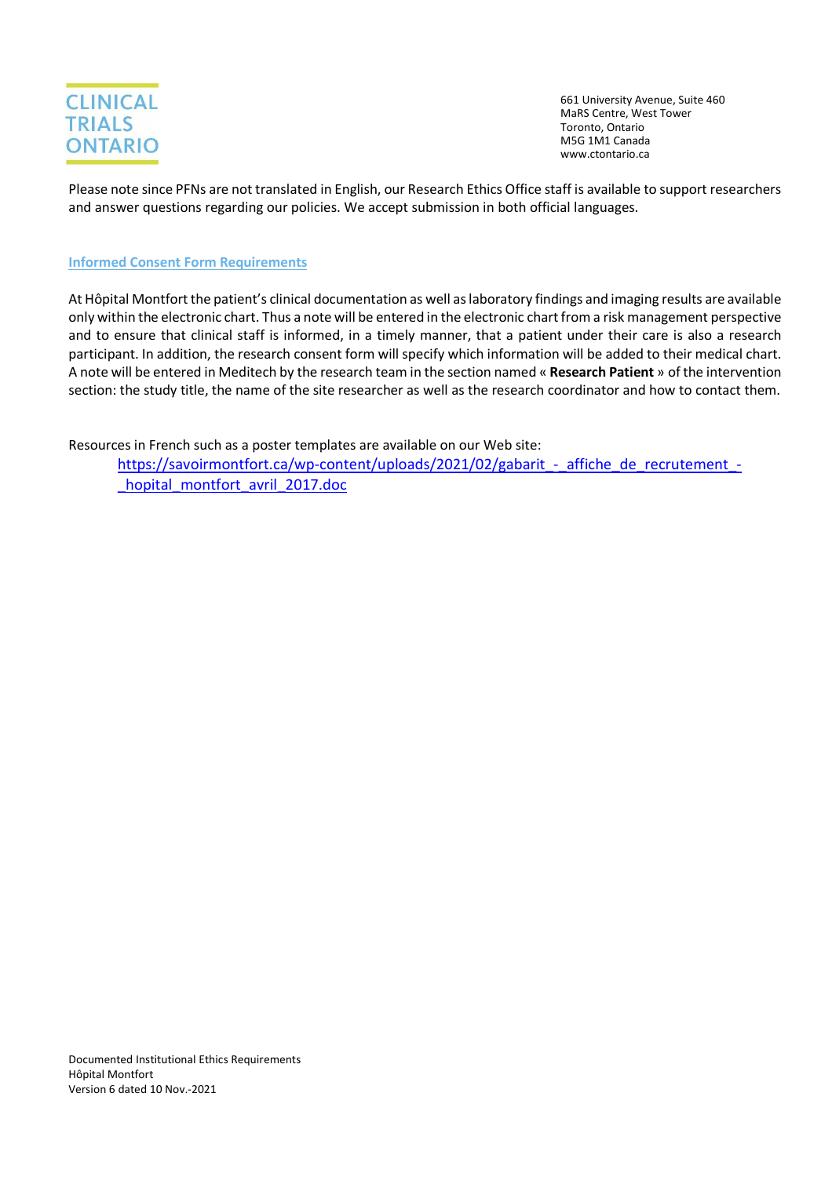Please note since PFNs are not translated in English, our Research Ethics Office staff is available to support researchers and answer questions regarding our policies. We accept submission in both official languages.

## Informed Consent Form Requirements

At Hôpital Montfort the patient's clinical documentation as well as laboratory findings and imaging results are available only within the electronic chart. Thus a note will be entered in the electronic chart from a risk management perspective and to ensure that clinical staff is informed, in a timely manner, that a patient under their care is also a research participant. In addition, the research consent form will specify which information will be added to their medical chart. A note will be entered in Meditech by the research team in the section named « **Research Patient** » of the intervention section: the study title, the name of the site researcher as well as the research coordinator and how to contact them.

Resources in French such as a poster templates are available on our Web site:

https://savoirmontfort.ca/wp-content/uploads/2021/02/gabarit_-_affiche_de_recrutement_-_hopital_montfort_avril_2017.doc

Documented Institutional Ethics Requirements
Hôpital Montfort
Version 6 dated 10 Nov.-2021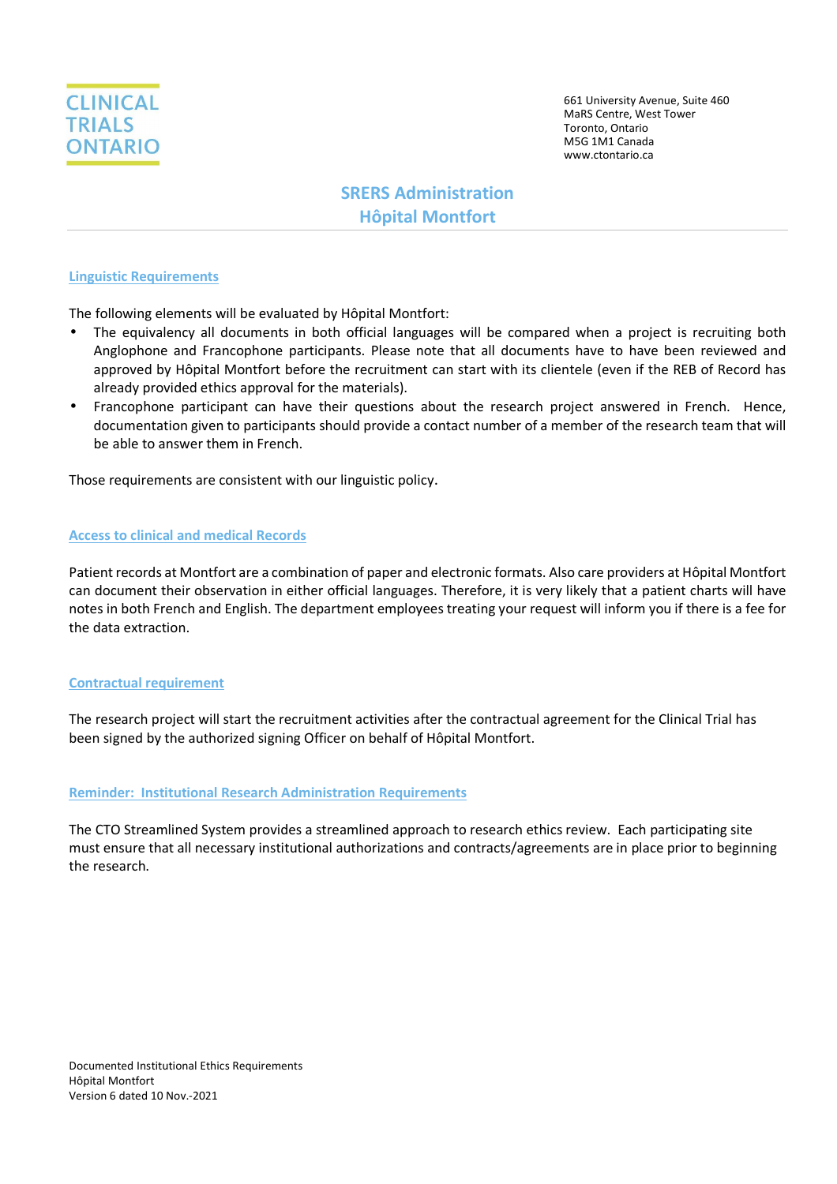CLINICAL TRIALS ONTARIO

661 University Avenue, Suite 460
MaRS Centre, West Tower
Toronto, Ontario
M5G 1M1 Canada
www.ctontario.ca

# SRERS Administration
# Hôpital Montfort

## Linguistic Requirements

The following elements will be evaluated by Hôpital Montfort:

- The equivalency all documents in both official languages will be compared when a project is recruiting both Anglophone and Francophone participants. Please note that all documents have to have been reviewed and approved by Hôpital Montfort before the recruitment can start with its clientele (even if the REB of Record has already provided ethics approval for the materials).
- Francophone participant can have their questions about the research project answered in French. Hence, documentation given to participants should provide a contact number of a member of the research team that will be able to answer them in French.

Those requirements are consistent with our linguistic policy.

## Access to clinical and medical Records

Patient records at Montfort are a combination of paper and electronic formats. Also care providers at Hôpital Montfort can document their observation in either official languages. Therefore, it is very likely that a patient charts will have notes in both French and English. The department employees treating your request will inform you if there is a fee for the data extraction.

## Contractual requirement

The research project will start the recruitment activities after the contractual agreement for the Clinical Trial has been signed by the authorized signing Officer on behalf of Hôpital Montfort.

## Reminder: Institutional Research Administration Requirements

The CTO Streamlined System provides a streamlined approach to research ethics review. Each participating site must ensure that all necessary institutional authorizations and contracts/agreements are in place prior to beginning the research.

Documented Institutional Ethics Requirements
Hôpital Montfort
Version 6 dated 10 Nov.-2021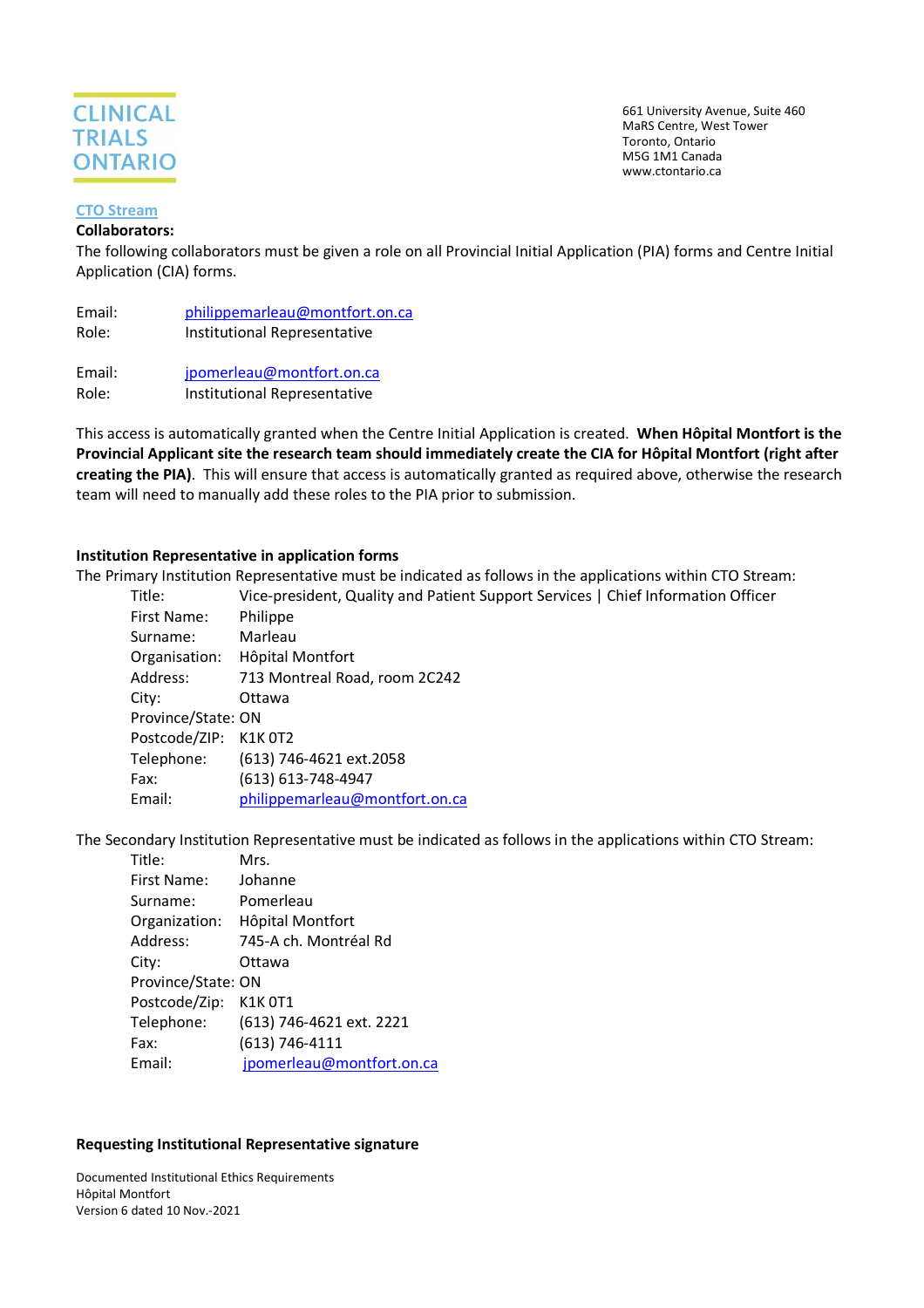### CTO Stream

**Collaborators:**

The following collaborators must be given a role on all Provincial Initial Application (PIA) forms and Centre Initial Application (CIA) forms.

Email: philippemarleau@montfort.on.ca
Role: Institutional Representative

Email: jpomerleau@montfort.on.ca
Role: Institutional Representative

This access is automatically granted when the Centre Initial Application is created. **When Hôpital Montfort is the Provincial Applicant site the research team should immediately create the CIA for Hôpital Montfort (right after creating the PIA)**. This will ensure that access is automatically granted as required above, otherwise the research team will need to manually add these roles to the PIA prior to submission.

**Institution Representative in application forms**

The Primary Institution Representative must be indicated as follows in the applications within CTO Stream:

Title: Vice-president, Quality and Patient Support Services | Chief Information Officer
First Name: Philippe
Surname: Marleau
Organisation: Hôpital Montfort
Address: 713 Montreal Road, room 2C242
City: Ottawa
Province/State: ON
Postcode/ZIP: K1K 0T2
Telephone: (613) 746-4621 ext.2058
Fax: (613) 613-748-4947
Email: philippemarleau@montfort.on.ca

The Secondary Institution Representative must be indicated as follows in the applications within CTO Stream:

Title: Mrs.
First Name: Johanne
Surname: Pomerleau
Organization: Hôpital Montfort
Address: 745-A ch. Montréal Rd
City: Ottawa
Province/State: ON
Postcode/Zip: K1K 0T1
Telephone: (613) 746-4621 ext. 2221
Fax: (613) 746-4111
Email: jpomerleau@montfort.on.ca

**Requesting Institutional Representative signature**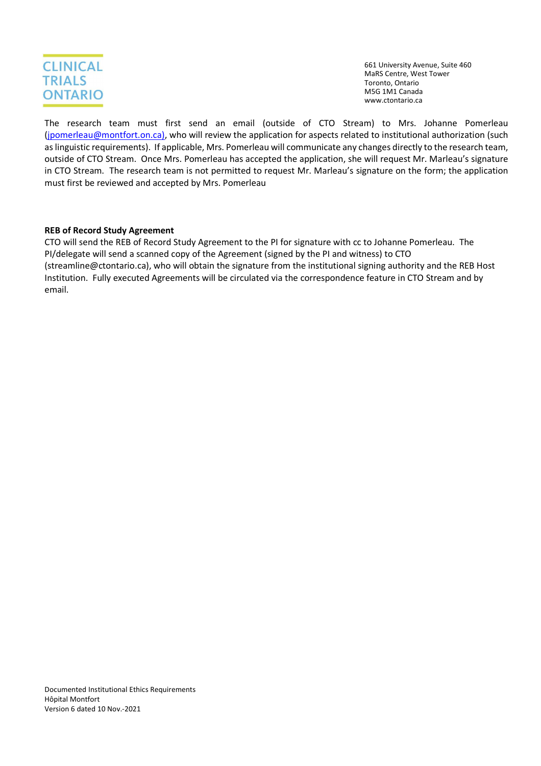The research team must first send an email (outside of CTO Stream) to Mrs. Johanne Pomerleau (jpomerleau@montfort.on.ca), who will review the application for aspects related to institutional authorization (such as linguistic requirements). If applicable, Mrs. Pomerleau will communicate any changes directly to the research team, outside of CTO Stream. Once Mrs. Pomerleau has accepted the application, she will request Mr. Marleau's signature in CTO Stream. The research team is not permitted to request Mr. Marleau's signature on the form; the application must first be reviewed and accepted by Mrs. Pomerleau

**REB of Record Study Agreement**

CTO will send the REB of Record Study Agreement to the PI for signature with cc to Johanne Pomerleau. The PI/delegate will send a scanned copy of the Agreement (signed by the PI and witness) to CTO (streamline@ctontario.ca), who will obtain the signature from the institutional signing authority and the REB Host Institution. Fully executed Agreements will be circulated via the correspondence feature in CTO Stream and by email.